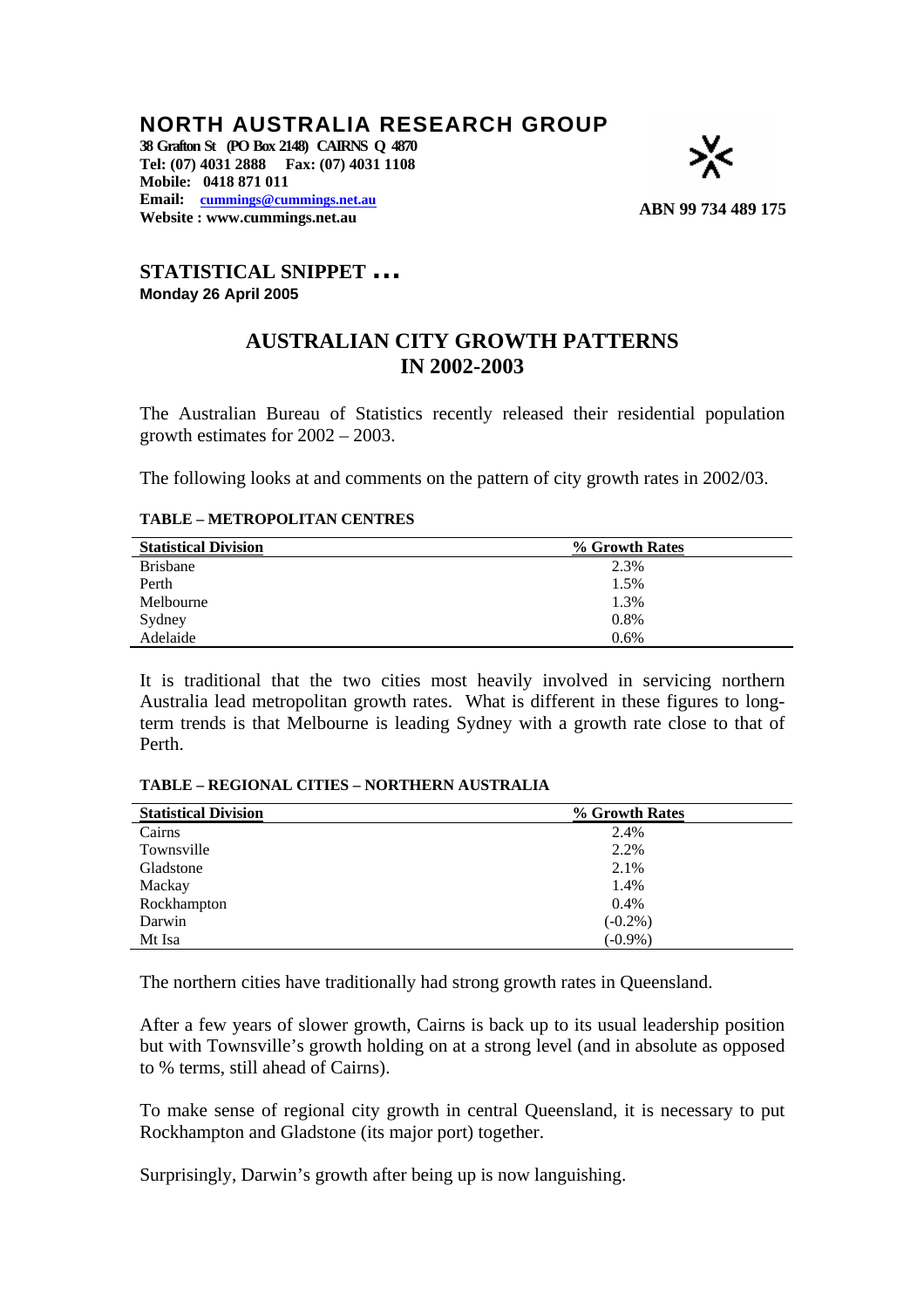# NORTH AUSTRALIA RESEARCH GROUP

**38 Grafton St (PO Box 2148) CAIRNS Q 4870**
**Tel: (07) 4031 2888 Fax: (07) 4031 1108**
**Mobile: 0418 871 011**
**Email: cummings@cummings.net.au**
**Website : www.cummings.net.au**

**ABN 99 734 489 175**

## STATISTICAL SNIPPET …

**Monday 26 April 2005**

## AUSTRALIAN CITY GROWTH PATTERNS IN 2002-2003

The Australian Bureau of Statistics recently released their residential population growth estimates for 2002 – 2003.

The following looks at and comments on the pattern of city growth rates in 2002/03.

**TABLE – METROPOLITAN CENTRES**

| Statistical Division | % Growth Rates |
|---|---|
| Brisbane | 2.3% |
| Perth | 1.5% |
| Melbourne | 1.3% |
| Sydney | 0.8% |
| Adelaide | 0.6% |

It is traditional that the two cities most heavily involved in servicing northern Australia lead metropolitan growth rates. What is different in these figures to long-term trends is that Melbourne is leading Sydney with a growth rate close to that of Perth.

**TABLE – REGIONAL CITIES – NORTHERN AUSTRALIA**

| Statistical Division | % Growth Rates |
|---|---|
| Cairns | 2.4% |
| Townsville | 2.2% |
| Gladstone | 2.1% |
| Mackay | 1.4% |
| Rockhampton | 0.4% |
| Darwin | (-0.2%) |
| Mt Isa | (-0.9%) |

The northern cities have traditionally had strong growth rates in Queensland.

After a few years of slower growth, Cairns is back up to its usual leadership position but with Townsville's growth holding on at a strong level (and in absolute as opposed to % terms, still ahead of Cairns).

To make sense of regional city growth in central Queensland, it is necessary to put Rockhampton and Gladstone (its major port) together.

Surprisingly, Darwin's growth after being up is now languishing.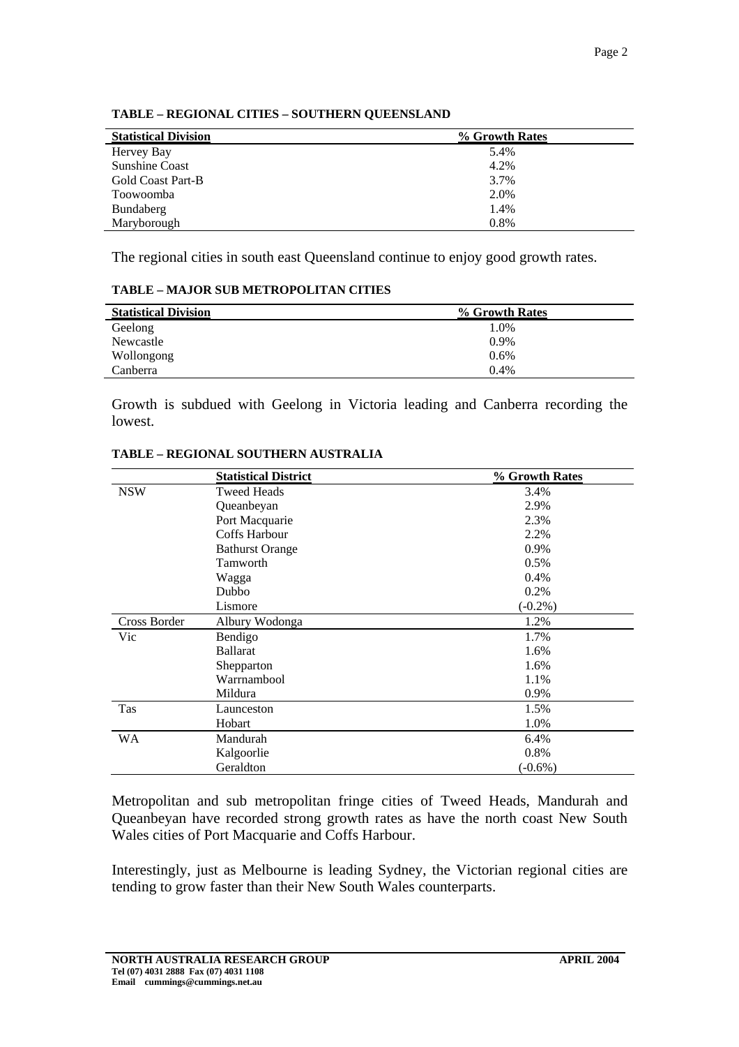**TABLE – REGIONAL CITIES – SOUTHERN QUEENSLAND**

| Statistical Division | % Growth Rates |
|---|---|
| Hervey Bay | 5.4% |
| Sunshine Coast | 4.2% |
| Gold Coast Part-B | 3.7% |
| Toowoomba | 2.0% |
| Bundaberg | 1.4% |
| Maryborough | 0.8% |

The regional cities in south east Queensland continue to enjoy good growth rates.

**TABLE – MAJOR SUB METROPOLITAN CITIES**

| Statistical Division | % Growth Rates |
|---|---|
| Geelong | 1.0% |
| Newcastle | 0.9% |
| Wollongong | 0.6% |
| Canberra | 0.4% |

Growth is subdued with Geelong in Victoria leading and Canberra recording the lowest.

**TABLE – REGIONAL SOUTHERN AUSTRALIA**

| | Statistical District | % Growth Rates |
|---|---|---|
| NSW | Tweed Heads | 3.4% |
| | Queanbeyan | 2.9% |
| | Port Macquarie | 2.3% |
| | Coffs Harbour | 2.2% |
| | Bathurst Orange | 0.9% |
| | Tamworth | 0.5% |
| | Wagga | 0.4% |
| | Dubbo | 0.2% |
| | Lismore | (-0.2%) |
| Cross Border | Albury Wodonga | 1.2% |
| Vic | Bendigo | 1.7% |
| | Ballarat | 1.6% |
| | Shepparton | 1.6% |
| | Warrnambool | 1.1% |
| | Mildura | 0.9% |
| Tas | Launceston | 1.5% |
| | Hobart | 1.0% |
| WA | Mandurah | 6.4% |
| | Kalgoorlie | 0.8% |
| | Geraldton | (-0.6%) |

Metropolitan and sub metropolitan fringe cities of Tweed Heads, Mandurah and Queanbeyan have recorded strong growth rates as have the north coast New South Wales cities of Port Macquarie and Coffs Harbour.

Interestingly, just as Melbourne is leading Sydney, the Victorian regional cities are tending to grow faster than their New South Wales counterparts.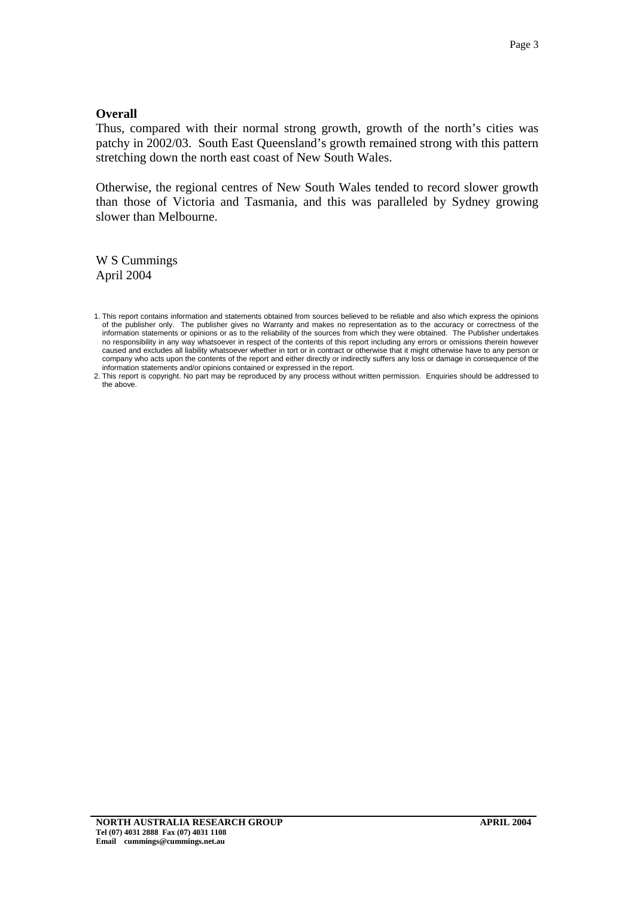**Overall**

Thus, compared with their normal strong growth, growth of the north's cities was patchy in 2002/03. South East Queensland's growth remained strong with this pattern stretching down the north east coast of New South Wales.

Otherwise, the regional centres of New South Wales tended to record slower growth than those of Victoria and Tasmania, and this was paralleled by Sydney growing slower than Melbourne.

W S Cummings
April 2004

1. This report contains information and statements obtained from sources believed to be reliable and also which express the opinions of the publisher only. The publisher gives no Warranty and makes no representation as to the accuracy or correctness of the information statements or opinions or as to the reliability of the sources from which they were obtained. The Publisher undertakes no responsibility in any way whatsoever in respect of the contents of this report including any errors or omissions therein however caused and excludes all liability whatsoever whether in tort or in contract or otherwise that it might otherwise have to any person or company who acts upon the contents of the report and either directly or indirectly suffers any loss or damage in consequence of the information statements and/or opinions contained or expressed in the report.
2. This report is copyright. No part may be reproduced by any process without written permission. Enquiries should be addressed to the above.